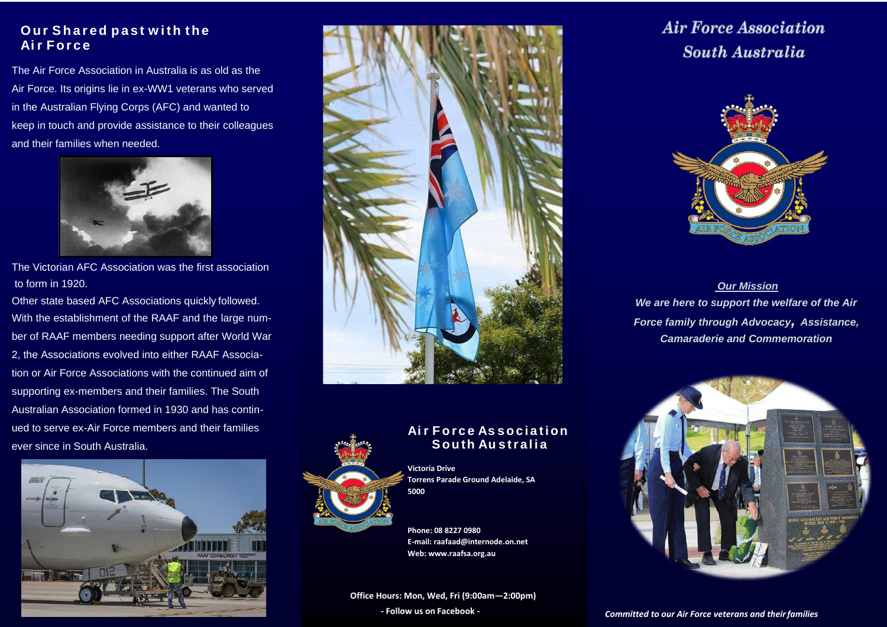## Our Shared past with the Air Force

The Air Force Association in Australia is as old as the Air Force. Its origins lie in ex-WW1 veterans who served in the Australian Flying Corps (AFC) and wanted to keep in touch and provide assistance to their colleagues and their families when needed.

The Victorian AFC Association was the first association to form in 1920.

Other state based AFC Associations quickly followed. With the establishment of the RAAF and the large number of RAAF members needing support after World War 2, the Associations evolved into either RAAF Association or Air Force Associations with the continued aim of supporting ex-members and their families. The South Australian Association formed in 1930 and has continued to serve ex-Air Force members and their families ever since in South Australia.

## Air Force Association South Australia

**Victoria Drive**
**Torrens Parade Ground Adelaide, SA 5000**

**Phone: 08 8227 0980**
**E-mail: raafaad@internode.on.net**
**Web: www.raafsa.org.au**

**Office Hours: Mon, Wed, Fri (9:00am—2:00pm)**
**- Follow us on Facebook -**

# *Air Force Association South Australia*

***Our Mission***

***We are here to support the welfare of the Air Force family through Advocacy, Assistance, Camaraderie and Commemoration***

***Committed to our Air Force veterans and their families***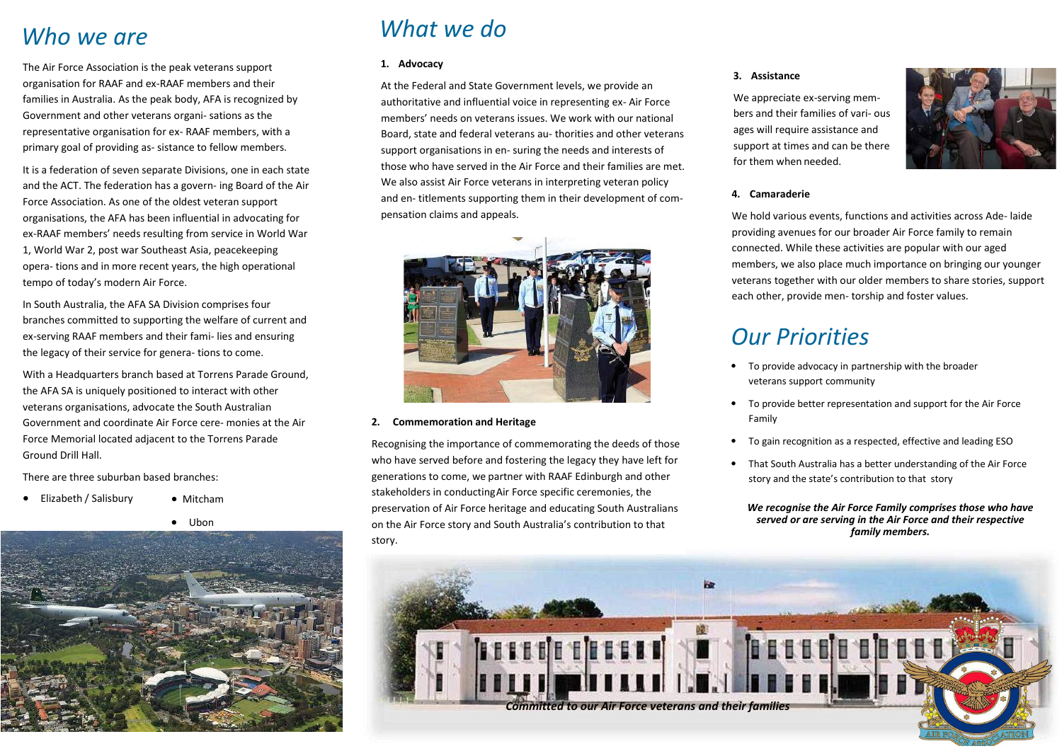# Who we are

The Air Force Association is the peak veterans support organisation for RAAF and ex-RAAF members and their families in Australia. As the peak body, AFA is recognized by Government and other veterans organi- sations as the representative organisation for ex- RAAF members, with a primary goal of providing as- sistance to fellow members.

It is a federation of seven separate Divisions, one in each state and the ACT. The federation has a govern- ing Board of the Air Force Association. As one of the oldest veteran support organisations, the AFA has been influential in advocating for ex-RAAF members' needs resulting from service in World War 1, World War 2, post war Southeast Asia, peacekeeping opera- tions and in more recent years, the high operational tempo of today's modern Air Force.

In South Australia, the AFA SA Division comprises four branches committed to supporting the welfare of current and ex-serving RAAF members and their fami- lies and ensuring the legacy of their service for genera- tions to come.

With a Headquarters branch based at Torrens Parade Ground, the AFA SA is uniquely positioned to interact with other veterans organisations, advocate the South Australian Government and coordinate Air Force cere- monies at the Air Force Memorial located adjacent to the Torrens Parade Ground Drill Hall.

There are three suburban based branches:

- Elizabeth / Salisbury
- Mitcham
- Ubon

# What we do

### 1. Advocacy

At the Federal and State Government levels, we provide an authoritative and influential voice in representing ex- Air Force members' needs on veterans issues. We work with our national Board, state and federal veterans au- thorities and other veterans support organisations in en- suring the needs and interests of those who have served in the Air Force and their families are met. We also assist Air Force veterans in interpreting veteran policy and en- titlements supporting them in their development of com- pensation claims and appeals.

### 2. Commemoration and Heritage

Recognising the importance of commemorating the deeds of those who have served before and fostering the legacy they have left for generations to come, we partner with RAAF Edinburgh and other stakeholders in conducting Air Force specific ceremonies, the preservation of Air Force heritage and educating South Australians on the Air Force story and South Australia's contribution to that story.

### 3. Assistance

We appreciate ex-serving mem- bers and their families of vari- ous ages will require assistance and support at times and can be there for them when needed.

### 4. Camaraderie

We hold various events, functions and activities across Ade- laide providing avenues for our broader Air Force family to remain connected. While these activities are popular with our aged members, we also place much importance on bringing our younger veterans together with our older members to share stories, support each other, provide men- torship and foster values.

# Our Priorities

- To provide advocacy in partnership with the broader veterans support community
- To provide better representation and support for the Air Force Family
- To gain recognition as a respected, effective and leading ESO
- That South Australia has a better understanding of the Air Force story and the state's contribution to that story

***We recognise the Air Force Family comprises those who have served or are serving in the Air Force and their respective family members.***

*Committed to our Air Force veterans and their families*